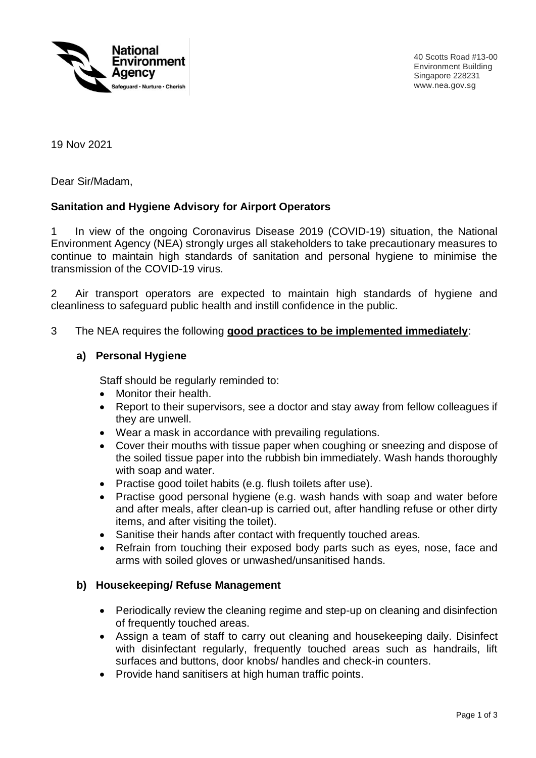**National Environment Agency**
Safeguard • Nurture • Cherish

40 Scotts Road #13-00
Environment Building
Singapore 228231
www.nea.gov.sg

19 Nov 2021

Dear Sir/Madam,

**Sanitation and Hygiene Advisory for Airport Operators**

1 In view of the ongoing Coronavirus Disease 2019 (COVID-19) situation, the National Environment Agency (NEA) strongly urges all stakeholders to take precautionary measures to continue to maintain high standards of sanitation and personal hygiene to minimise the transmission of the COVID-19 virus.

2 Air transport operators are expected to maintain high standards of hygiene and cleanliness to safeguard public health and instill confidence in the public.

3 The NEA requires the following **good practices to be implemented immediately**:

**a) Personal Hygiene**

Staff should be regularly reminded to:

- Monitor their health.
- Report to their supervisors, see a doctor and stay away from fellow colleagues if they are unwell.
- Wear a mask in accordance with prevailing regulations.
- Cover their mouths with tissue paper when coughing or sneezing and dispose of the soiled tissue paper into the rubbish bin immediately. Wash hands thoroughly with soap and water.
- Practise good toilet habits (e.g. flush toilets after use).
- Practise good personal hygiene (e.g. wash hands with soap and water before and after meals, after clean-up is carried out, after handling refuse or other dirty items, and after visiting the toilet).
- Sanitise their hands after contact with frequently touched areas.
- Refrain from touching their exposed body parts such as eyes, nose, face and arms with soiled gloves or unwashed/unsanitised hands.

**b) Housekeeping/ Refuse Management**

- Periodically review the cleaning regime and step-up on cleaning and disinfection of frequently touched areas.
- Assign a team of staff to carry out cleaning and housekeeping daily. Disinfect with disinfectant regularly, frequently touched areas such as handrails, lift surfaces and buttons, door knobs/ handles and check-in counters.
- Provide hand sanitisers at high human traffic points.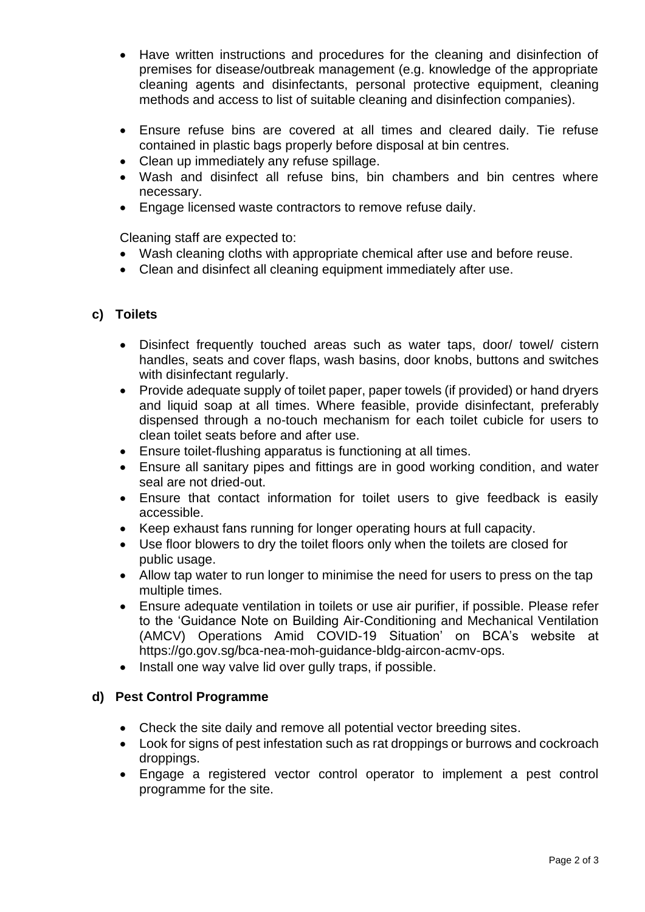- Have written instructions and procedures for the cleaning and disinfection of premises for disease/outbreak management (e.g. knowledge of the appropriate cleaning agents and disinfectants, personal protective equipment, cleaning methods and access to list of suitable cleaning and disinfection companies).

- Ensure refuse bins are covered at all times and cleared daily. Tie refuse contained in plastic bags properly before disposal at bin centres.
- Clean up immediately any refuse spillage.
- Wash and disinfect all refuse bins, bin chambers and bin centres where necessary.
- Engage licensed waste contractors to remove refuse daily.

Cleaning staff are expected to:

- Wash cleaning cloths with appropriate chemical after use and before reuse.
- Clean and disinfect all cleaning equipment immediately after use.

### c) Toilets

- Disinfect frequently touched areas such as water taps, door/ towel/ cistern handles, seats and cover flaps, wash basins, door knobs, buttons and switches with disinfectant regularly.
- Provide adequate supply of toilet paper, paper towels (if provided) or hand dryers and liquid soap at all times. Where feasible, provide disinfectant, preferably dispensed through a no-touch mechanism for each toilet cubicle for users to clean toilet seats before and after use.
- Ensure toilet-flushing apparatus is functioning at all times.
- Ensure all sanitary pipes and fittings are in good working condition, and water seal are not dried-out.
- Ensure that contact information for toilet users to give feedback is easily accessible.
- Keep exhaust fans running for longer operating hours at full capacity.
- Use floor blowers to dry the toilet floors only when the toilets are closed for public usage.
- Allow tap water to run longer to minimise the need for users to press on the tap multiple times.
- Ensure adequate ventilation in toilets or use air purifier, if possible. Please refer to the 'Guidance Note on Building Air-Conditioning and Mechanical Ventilation (AMCV) Operations Amid COVID-19 Situation' on BCA's website at https://go.gov.sg/bca-nea-moh-guidance-bldg-aircon-acmv-ops.
- Install one way valve lid over gully traps, if possible.

### d) Pest Control Programme

- Check the site daily and remove all potential vector breeding sites.
- Look for signs of pest infestation such as rat droppings or burrows and cockroach droppings.
- Engage a registered vector control operator to implement a pest control programme for the site.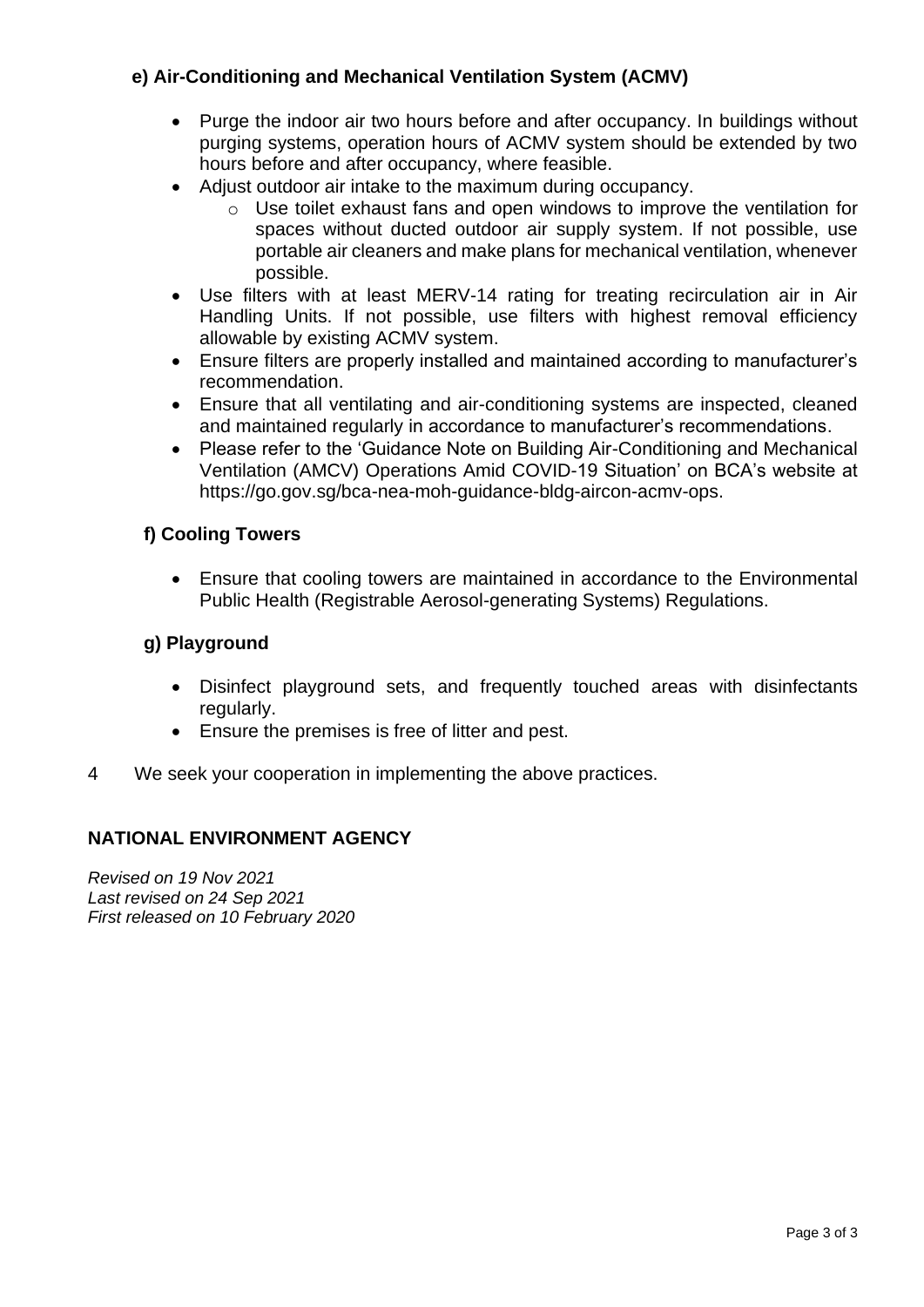### e) Air-Conditioning and Mechanical Ventilation System (ACMV)

- Purge the indoor air two hours before and after occupancy. In buildings without purging systems, operation hours of ACMV system should be extended by two hours before and after occupancy, where feasible.
- Adjust outdoor air intake to the maximum during occupancy.
  - Use toilet exhaust fans and open windows to improve the ventilation for spaces without ducted outdoor air supply system. If not possible, use portable air cleaners and make plans for mechanical ventilation, whenever possible.
- Use filters with at least MERV-14 rating for treating recirculation air in Air Handling Units. If not possible, use filters with highest removal efficiency allowable by existing ACMV system.
- Ensure filters are properly installed and maintained according to manufacturer's recommendation.
- Ensure that all ventilating and air-conditioning systems are inspected, cleaned and maintained regularly in accordance to manufacturer's recommendations.
- Please refer to the 'Guidance Note on Building Air-Conditioning and Mechanical Ventilation (AMCV) Operations Amid COVID-19 Situation' on BCA's website at https://go.gov.sg/bca-nea-moh-guidance-bldg-aircon-acmv-ops.

### f) Cooling Towers

- Ensure that cooling towers are maintained in accordance to the Environmental Public Health (Registrable Aerosol-generating Systems) Regulations.

### g) Playground

- Disinfect playground sets, and frequently touched areas with disinfectants regularly.
- Ensure the premises is free of litter and pest.

4 We seek your cooperation in implementing the above practices.

**NATIONAL ENVIRONMENT AGENCY**

*Revised on 19 Nov 2021*
*Last revised on 24 Sep 2021*
*First released on 10 February 2020*